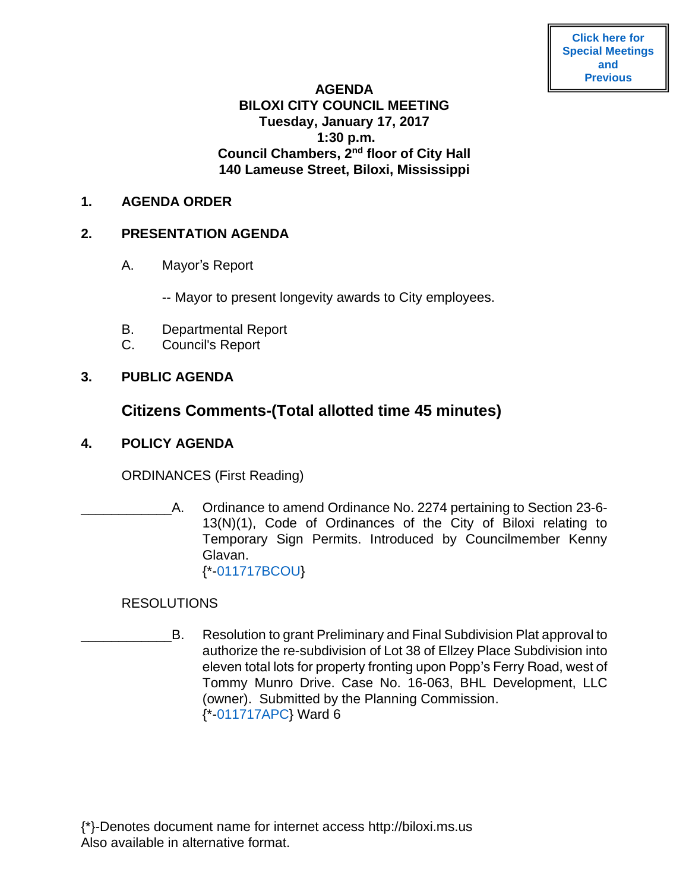Click here for Special Meetings and Previous

**AGENDA**
**BILOXI CITY COUNCIL MEETING**
**Tuesday, January 17, 2017**
**1:30 p.m.**
**Council Chambers, 2nd floor of City Hall**
**140 Lameuse Street, Biloxi, Mississippi**

**1. AGENDA ORDER**

**2. PRESENTATION AGENDA**

A. Mayor's Report

-- Mayor to present longevity awards to City employees.

B. Departmental Report
C. Council's Report

**3. PUBLIC AGENDA**

**Citizens Comments-(Total allotted time 45 minutes)**

**4. POLICY AGENDA**

ORDINANCES (First Reading)

____________A. Ordinance to amend Ordinance No. 2274 pertaining to Section 23-6-13(N)(1), Code of Ordinances of the City of Biloxi relating to Temporary Sign Permits. Introduced by Councilmember Kenny Glavan.
{*-011717BCOU}

RESOLUTIONS

____________B. Resolution to grant Preliminary and Final Subdivision Plat approval to authorize the re-subdivision of Lot 38 of Ellzey Place Subdivision into eleven total lots for property fronting upon Popp's Ferry Road, west of Tommy Munro Drive. Case No. 16-063, BHL Development, LLC (owner). Submitted by the Planning Commission.
{*-011717APC} Ward 6

{*}-Denotes document name for internet access http://biloxi.ms.us
Also available in alternative format.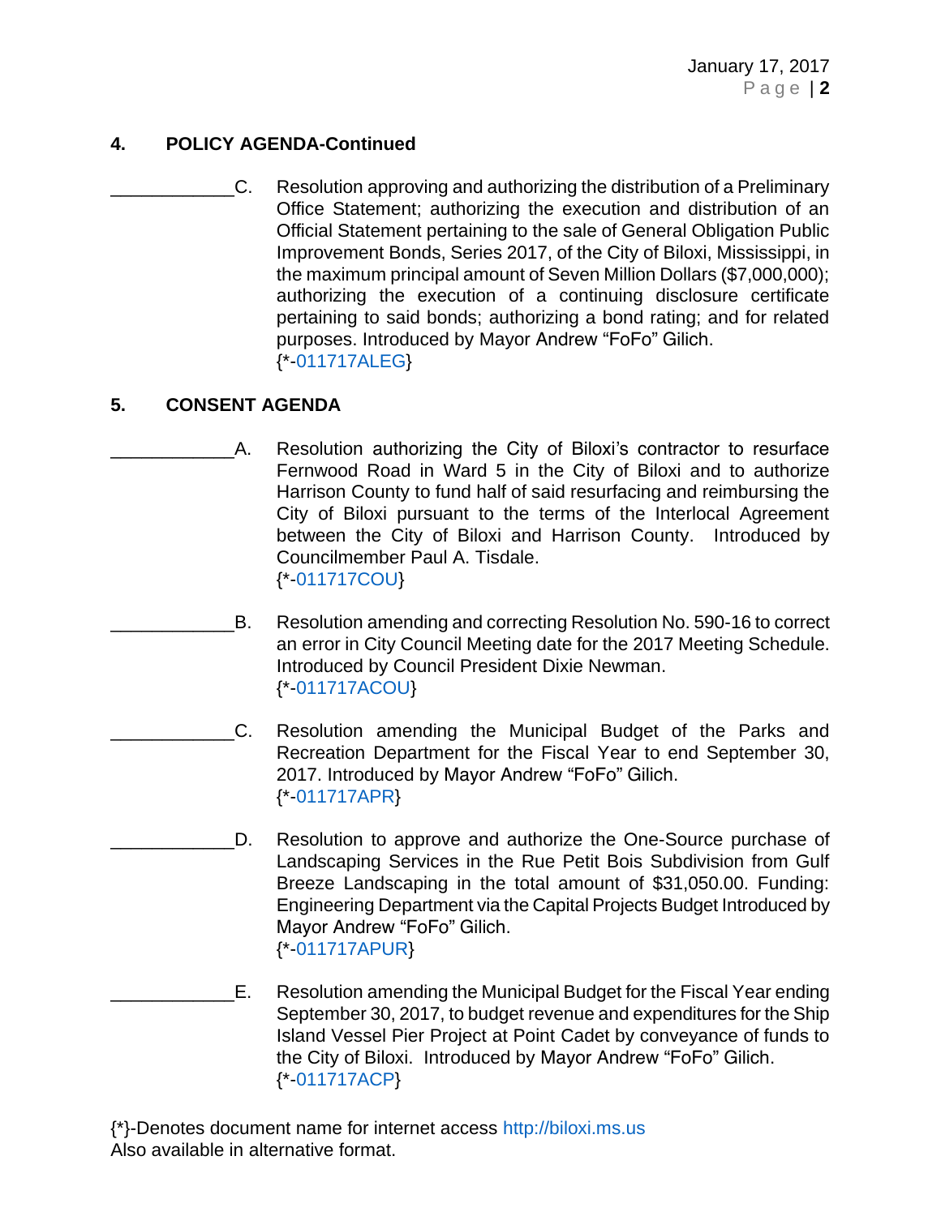## 4. POLICY AGENDA-Continued

____________C. Resolution approving and authorizing the distribution of a Preliminary Office Statement; authorizing the execution and distribution of an Official Statement pertaining to the sale of General Obligation Public Improvement Bonds, Series 2017, of the City of Biloxi, Mississippi, in the maximum principal amount of Seven Million Dollars ($7,000,000); authorizing the execution of a continuing disclosure certificate pertaining to said bonds; authorizing a bond rating; and for related purposes. Introduced by Mayor Andrew "FoFo" Gilich.
{*-011717ALEG}

## 5. CONSENT AGENDA

____________A. Resolution authorizing the City of Biloxi's contractor to resurface Fernwood Road in Ward 5 in the City of Biloxi and to authorize Harrison County to fund half of said resurfacing and reimbursing the City of Biloxi pursuant to the terms of the Interlocal Agreement between the City of Biloxi and Harrison County. Introduced by Councilmember Paul A. Tisdale.
{*-011717COU}

____________B. Resolution amending and correcting Resolution No. 590-16 to correct an error in City Council Meeting date for the 2017 Meeting Schedule. Introduced by Council President Dixie Newman.
{*-011717ACOU}

____________C. Resolution amending the Municipal Budget of the Parks and Recreation Department for the Fiscal Year to end September 30, 2017. Introduced by Mayor Andrew "FoFo" Gilich.
{*-011717APR}

____________D. Resolution to approve and authorize the One-Source purchase of Landscaping Services in the Rue Petit Bois Subdivision from Gulf Breeze Landscaping in the total amount of $31,050.00. Funding: Engineering Department via the Capital Projects Budget Introduced by Mayor Andrew "FoFo" Gilich.
{*-011717APUR}

____________E. Resolution amending the Municipal Budget for the Fiscal Year ending September 30, 2017, to budget revenue and expenditures for the Ship Island Vessel Pier Project at Point Cadet by conveyance of funds to the City of Biloxi. Introduced by Mayor Andrew "FoFo" Gilich.
{*-011717ACP}

{*}-Denotes document name for internet access http://biloxi.ms.us
Also available in alternative format.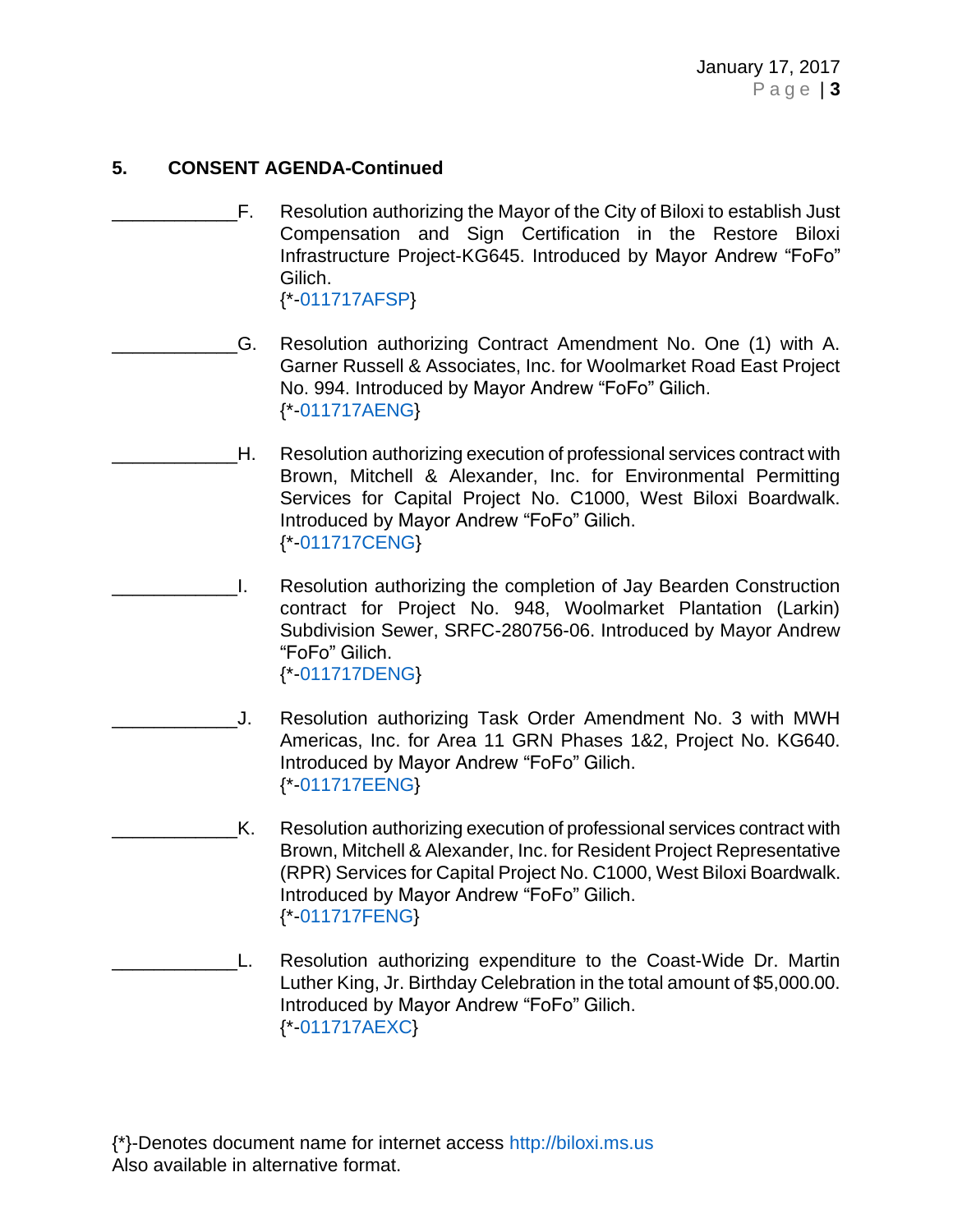**5. CONSENT AGENDA-Continued**

____________F. Resolution authorizing the Mayor of the City of Biloxi to establish Just Compensation and Sign Certification in the Restore Biloxi Infrastructure Project-KG645. Introduced by Mayor Andrew "FoFo" Gilich.
{*-011717AFSP}

____________G. Resolution authorizing Contract Amendment No. One (1) with A. Garner Russell & Associates, Inc. for Woolmarket Road East Project No. 994. Introduced by Mayor Andrew "FoFo" Gilich.
{*-011717AENG}

____________H. Resolution authorizing execution of professional services contract with Brown, Mitchell & Alexander, Inc. for Environmental Permitting Services for Capital Project No. C1000, West Biloxi Boardwalk. Introduced by Mayor Andrew "FoFo" Gilich.
{*-011717CENG}

____________I. Resolution authorizing the completion of Jay Bearden Construction contract for Project No. 948, Woolmarket Plantation (Larkin) Subdivision Sewer, SRFC-280756-06. Introduced by Mayor Andrew "FoFo" Gilich.
{*-011717DENG}

____________J. Resolution authorizing Task Order Amendment No. 3 with MWH Americas, Inc. for Area 11 GRN Phases 1&2, Project No. KG640. Introduced by Mayor Andrew "FoFo" Gilich.
{*-011717EENG}

____________K. Resolution authorizing execution of professional services contract with Brown, Mitchell & Alexander, Inc. for Resident Project Representative (RPR) Services for Capital Project No. C1000, West Biloxi Boardwalk. Introduced by Mayor Andrew "FoFo" Gilich.
{*-011717FENG}

____________L. Resolution authorizing expenditure to the Coast-Wide Dr. Martin Luther King, Jr. Birthday Celebration in the total amount of $5,000.00. Introduced by Mayor Andrew "FoFo" Gilich.
{*-011717AEXC}

{*}-Denotes document name for internet access http://biloxi.ms.us
Also available in alternative format.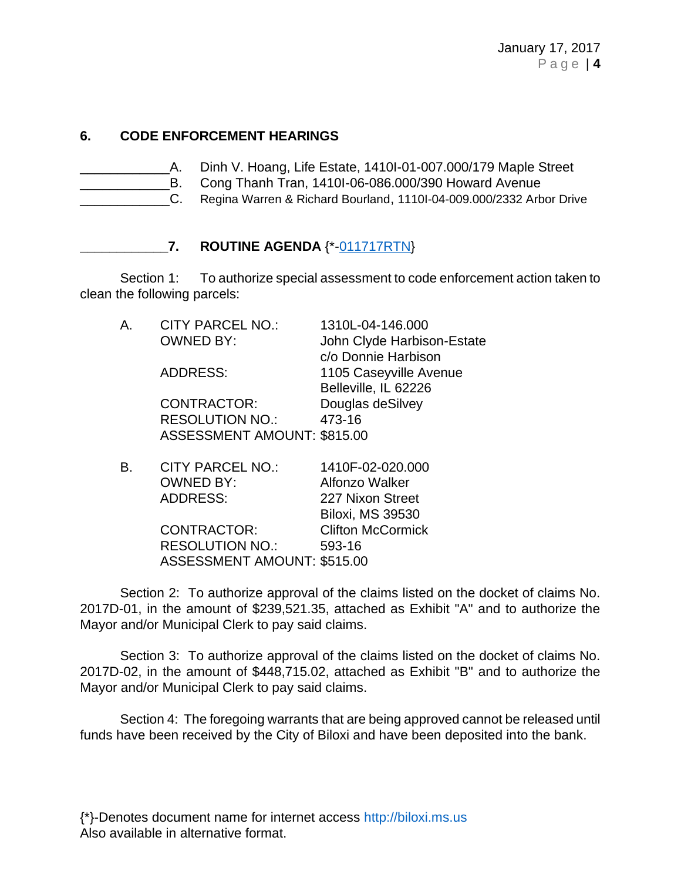## 6. CODE ENFORCEMENT HEARINGS

____________A. Dinh V. Hoang, Life Estate, 1410I-01-007.000/179 Maple Street
____________B. Cong Thanh Tran, 1410I-06-086.000/390 Howard Avenue
____________C. Regina Warren & Richard Bourland, 1110I-04-009.000/2332 Arbor Drive

____________**7. ROUTINE AGENDA** {*-011717RTN}

Section 1: To authorize special assessment to code enforcement action taken to clean the following parcels:

A.

| | |
|---|---|
| CITY PARCEL NO.: | 1310L-04-146.000 |
| OWNED BY: | John Clyde Harbison-Estate c/o Donnie Harbison |
| ADDRESS: | 1105 Caseyville Avenue Belleville, IL 62226 |
| CONTRACTOR: | Douglas deSilvey |
| RESOLUTION NO.: | 473-16 |
| ASSESSMENT AMOUNT: | $815.00 |

B.

| | |
|---|---|
| CITY PARCEL NO.: | 1410F-02-020.000 |
| OWNED BY: | Alfonzo Walker |
| ADDRESS: | 227 Nixon Street Biloxi, MS 39530 |
| CONTRACTOR: | Clifton McCormick |
| RESOLUTION NO.: | 593-16 |
| ASSESSMENT AMOUNT: | $515.00 |

Section 2: To authorize approval of the claims listed on the docket of claims No. 2017D-01, in the amount of $239,521.35, attached as Exhibit "A" and to authorize the Mayor and/or Municipal Clerk to pay said claims.

Section 3: To authorize approval of the claims listed on the docket of claims No. 2017D-02, in the amount of $448,715.02, attached as Exhibit "B" and to authorize the Mayor and/or Municipal Clerk to pay said claims.

Section 4: The foregoing warrants that are being approved cannot be released until funds have been received by the City of Biloxi and have been deposited into the bank.

{*}-Denotes document name for internet access http://biloxi.ms.us
Also available in alternative format.